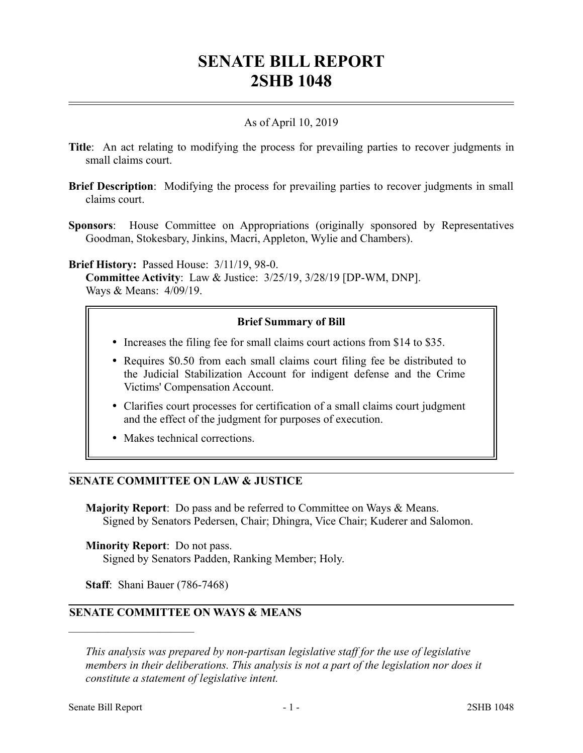# SENATE BILL REPORT
# 2SHB 1048

As of April 10, 2019

**Title**: An act relating to modifying the process for prevailing parties to recover judgments in small claims court.

**Brief Description**: Modifying the process for prevailing parties to recover judgments in small claims court.

**Sponsors**: House Committee on Appropriations (originally sponsored by Representatives Goodman, Stokesbary, Jinkins, Macri, Appleton, Wylie and Chambers).

**Brief History:** Passed House: 3/11/19, 98-0.
**Committee Activity**: Law & Justice: 3/25/19, 3/28/19 [DP-WM, DNP].
Ways & Means: 4/09/19.

**Brief Summary of Bill**

- Increases the filing fee for small claims court actions from $14 to $35.
- Requires $0.50 from each small claims court filing fee be distributed to the Judicial Stabilization Account for indigent defense and the Crime Victims' Compensation Account.
- Clarifies court processes for certification of a small claims court judgment and the effect of the judgment for purposes of execution.
- Makes technical corrections.

## SENATE COMMITTEE ON LAW & JUSTICE

**Majority Report**: Do pass and be referred to Committee on Ways & Means.
Signed by Senators Pedersen, Chair; Dhingra, Vice Chair; Kuderer and Salomon.

**Minority Report**: Do not pass.
Signed by Senators Padden, Ranking Member; Holy.

**Staff**: Shani Bauer (786-7468)

## SENATE COMMITTEE ON WAYS & MEANS

---

*This analysis was prepared by non-partisan legislative staff for the use of legislative members in their deliberations. This analysis is not a part of the legislation nor does it constitute a statement of legislative intent.*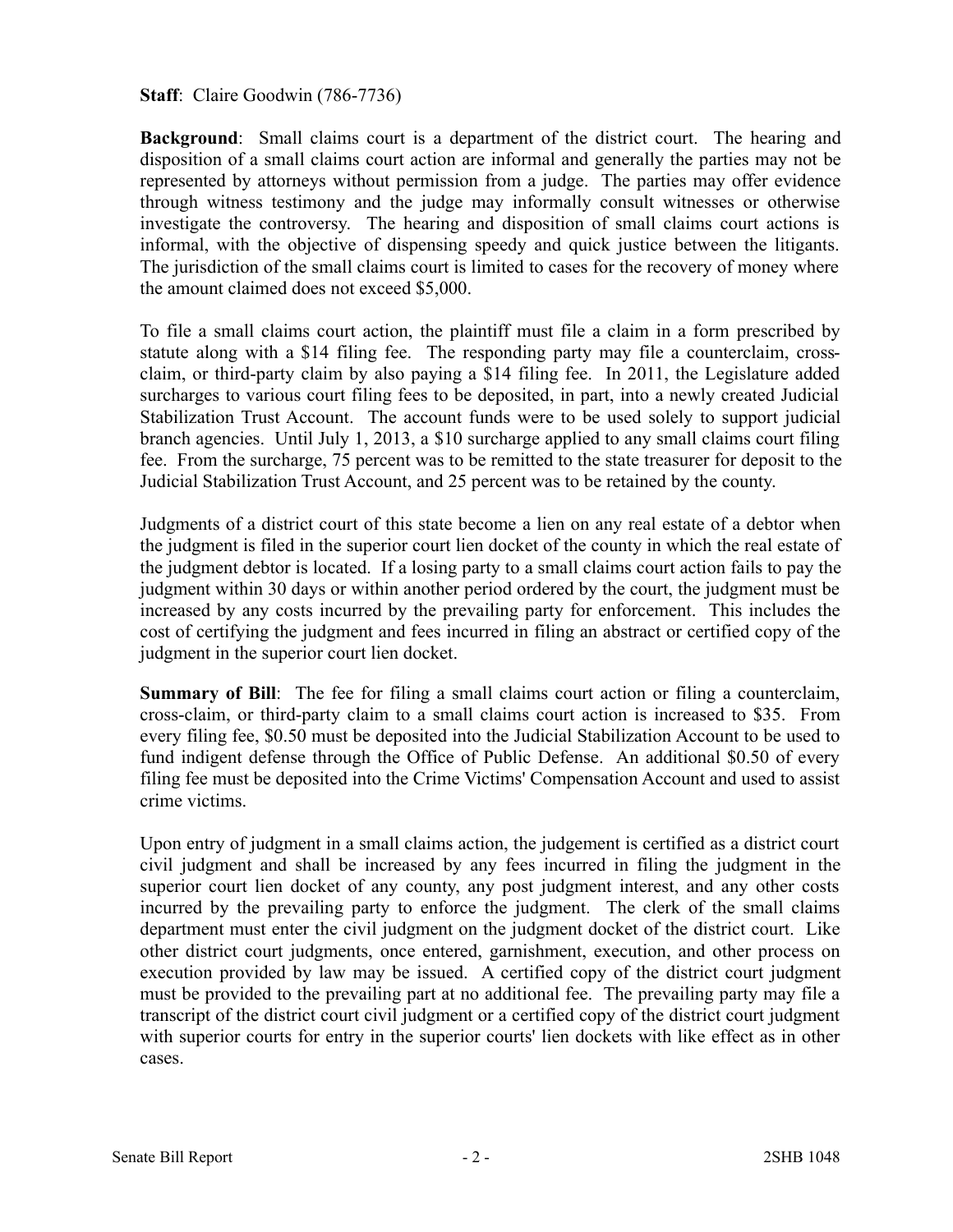**Staff**: Claire Goodwin (786-7736)

**Background**: Small claims court is a department of the district court. The hearing and disposition of a small claims court action are informal and generally the parties may not be represented by attorneys without permission from a judge. The parties may offer evidence through witness testimony and the judge may informally consult witnesses or otherwise investigate the controversy. The hearing and disposition of small claims court actions is informal, with the objective of dispensing speedy and quick justice between the litigants. The jurisdiction of the small claims court is limited to cases for the recovery of money where the amount claimed does not exceed $5,000.

To file a small claims court action, the plaintiff must file a claim in a form prescribed by statute along with a $14 filing fee. The responding party may file a counterclaim, cross-claim, or third-party claim by also paying a $14 filing fee. In 2011, the Legislature added surcharges to various court filing fees to be deposited, in part, into a newly created Judicial Stabilization Trust Account. The account funds were to be used solely to support judicial branch agencies. Until July 1, 2013, a $10 surcharge applied to any small claims court filing fee. From the surcharge, 75 percent was to be remitted to the state treasurer for deposit to the Judicial Stabilization Trust Account, and 25 percent was to be retained by the county.

Judgments of a district court of this state become a lien on any real estate of a debtor when the judgment is filed in the superior court lien docket of the county in which the real estate of the judgment debtor is located. If a losing party to a small claims court action fails to pay the judgment within 30 days or within another period ordered by the court, the judgment must be increased by any costs incurred by the prevailing party for enforcement. This includes the cost of certifying the judgment and fees incurred in filing an abstract or certified copy of the judgment in the superior court lien docket.

**Summary of Bill**: The fee for filing a small claims court action or filing a counterclaim, cross-claim, or third-party claim to a small claims court action is increased to $35. From every filing fee, $0.50 must be deposited into the Judicial Stabilization Account to be used to fund indigent defense through the Office of Public Defense. An additional $0.50 of every filing fee must be deposited into the Crime Victims' Compensation Account and used to assist crime victims.

Upon entry of judgment in a small claims action, the judgement is certified as a district court civil judgment and shall be increased by any fees incurred in filing the judgment in the superior court lien docket of any county, any post judgment interest, and any other costs incurred by the prevailing party to enforce the judgment. The clerk of the small claims department must enter the civil judgment on the judgment docket of the district court. Like other district court judgments, once entered, garnishment, execution, and other process on execution provided by law may be issued. A certified copy of the district court judgment must be provided to the prevailing part at no additional fee. The prevailing party may file a transcript of the district court civil judgment or a certified copy of the district court judgment with superior courts for entry in the superior courts' lien dockets with like effect as in other cases.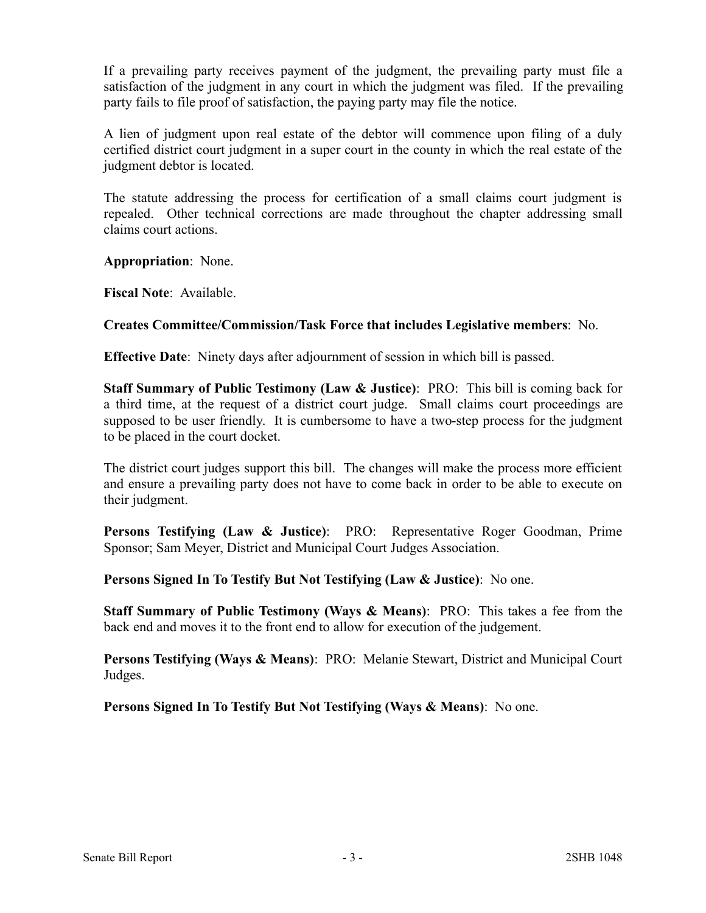If a prevailing party receives payment of the judgment, the prevailing party must file a satisfaction of the judgment in any court in which the judgment was filed. If the prevailing party fails to file proof of satisfaction, the paying party may file the notice.

A lien of judgment upon real estate of the debtor will commence upon filing of a duly certified district court judgment in a super court in the county in which the real estate of the judgment debtor is located.

The statute addressing the process for certification of a small claims court judgment is repealed. Other technical corrections are made throughout the chapter addressing small claims court actions.

**Appropriation**: None.

**Fiscal Note**: Available.

**Creates Committee/Commission/Task Force that includes Legislative members**: No.

**Effective Date**: Ninety days after adjournment of session in which bill is passed.

**Staff Summary of Public Testimony (Law & Justice)**: PRO: This bill is coming back for a third time, at the request of a district court judge. Small claims court proceedings are supposed to be user friendly. It is cumbersome to have a two-step process for the judgment to be placed in the court docket.

The district court judges support this bill. The changes will make the process more efficient and ensure a prevailing party does not have to come back in order to be able to execute on their judgment.

**Persons Testifying (Law & Justice)**: PRO: Representative Roger Goodman, Prime Sponsor; Sam Meyer, District and Municipal Court Judges Association.

**Persons Signed In To Testify But Not Testifying (Law & Justice)**: No one.

**Staff Summary of Public Testimony (Ways & Means)**: PRO: This takes a fee from the back end and moves it to the front end to allow for execution of the judgement.

**Persons Testifying (Ways & Means)**: PRO: Melanie Stewart, District and Municipal Court Judges.

**Persons Signed In To Testify But Not Testifying (Ways & Means)**: No one.